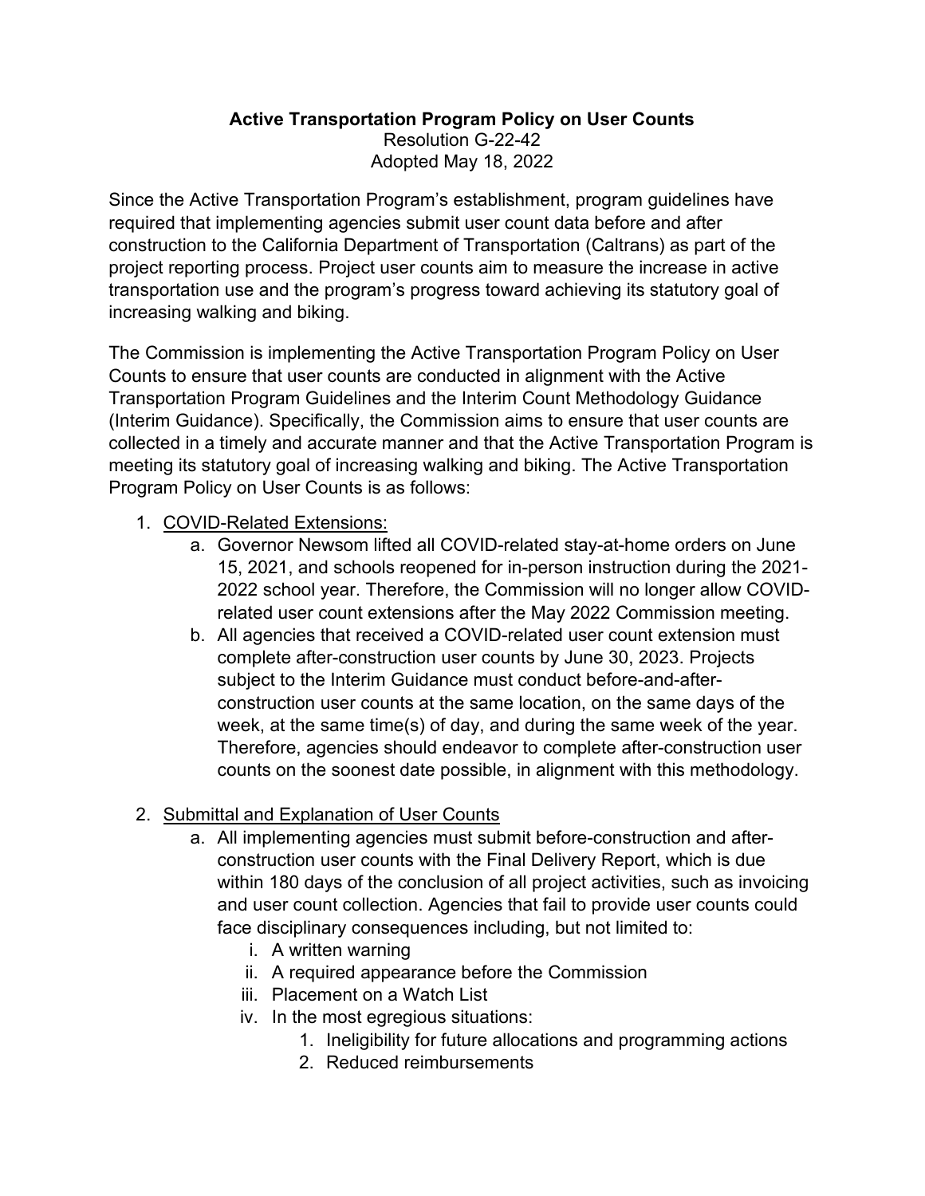**Active Transportation Program Policy on User Counts**

Resolution G-22-42

Adopted May 18, 2022

Since the Active Transportation Program's establishment, program guidelines have required that implementing agencies submit user count data before and after construction to the California Department of Transportation (Caltrans) as part of the project reporting process. Project user counts aim to measure the increase in active transportation use and the program's progress toward achieving its statutory goal of increasing walking and biking.

The Commission is implementing the Active Transportation Program Policy on User Counts to ensure that user counts are conducted in alignment with the Active Transportation Program Guidelines and the Interim Count Methodology Guidance (Interim Guidance). Specifically, the Commission aims to ensure that user counts are collected in a timely and accurate manner and that the Active Transportation Program is meeting its statutory goal of increasing walking and biking. The Active Transportation Program Policy on User Counts is as follows:

1. <u>COVID-Related Extensions:</u>
   a. Governor Newsom lifted all COVID-related stay-at-home orders on June 15, 2021, and schools reopened for in-person instruction during the 2021-2022 school year. Therefore, the Commission will no longer allow COVID-related user count extensions after the May 2022 Commission meeting.
   b. All agencies that received a COVID-related user count extension must complete after-construction user counts by June 30, 2023. Projects subject to the Interim Guidance must conduct before-and-after-construction user counts at the same location, on the same days of the week, at the same time(s) of day, and during the same week of the year. Therefore, agencies should endeavor to complete after-construction user counts on the soonest date possible, in alignment with this methodology.

2. <u>Submittal and Explanation of User Counts</u>
   a. All implementing agencies must submit before-construction and after-construction user counts with the Final Delivery Report, which is due within 180 days of the conclusion of all project activities, such as invoicing and user count collection. Agencies that fail to provide user counts could face disciplinary consequences including, but not limited to:
      i. A written warning
      ii. A required appearance before the Commission
      iii. Placement on a Watch List
      iv. In the most egregious situations:
         1. Ineligibility for future allocations and programming actions
         2. Reduced reimbursements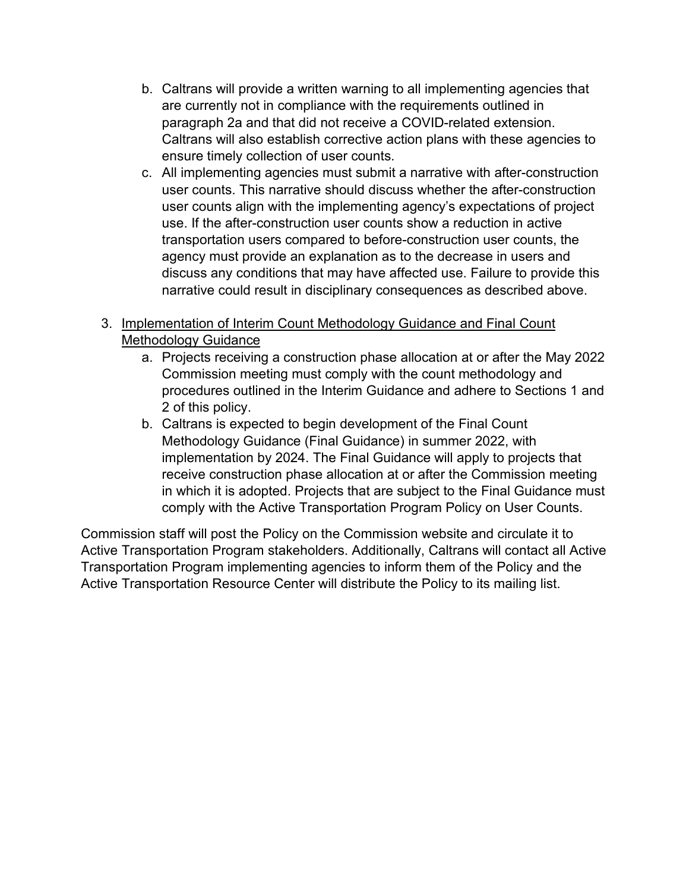b. Caltrans will provide a written warning to all implementing agencies that are currently not in compliance with the requirements outlined in paragraph 2a and that did not receive a COVID-related extension. Caltrans will also establish corrective action plans with these agencies to ensure timely collection of user counts.
   c. All implementing agencies must submit a narrative with after-construction user counts. This narrative should discuss whether the after-construction user counts align with the implementing agency's expectations of project use. If the after-construction user counts show a reduction in active transportation users compared to before-construction user counts, the agency must provide an explanation as to the decrease in users and discuss any conditions that may have affected use. Failure to provide this narrative could result in disciplinary consequences as described above.

3. <u>Implementation of Interim Count Methodology Guidance and Final Count Methodology Guidance</u>
   a. Projects receiving a construction phase allocation at or after the May 2022 Commission meeting must comply with the count methodology and procedures outlined in the Interim Guidance and adhere to Sections 1 and 2 of this policy.
   b. Caltrans is expected to begin development of the Final Count Methodology Guidance (Final Guidance) in summer 2022, with implementation by 2024. The Final Guidance will apply to projects that receive construction phase allocation at or after the Commission meeting in which it is adopted. Projects that are subject to the Final Guidance must comply with the Active Transportation Program Policy on User Counts.

Commission staff will post the Policy on the Commission website and circulate it to Active Transportation Program stakeholders. Additionally, Caltrans will contact all Active Transportation Program implementing agencies to inform them of the Policy and the Active Transportation Resource Center will distribute the Policy to its mailing list.